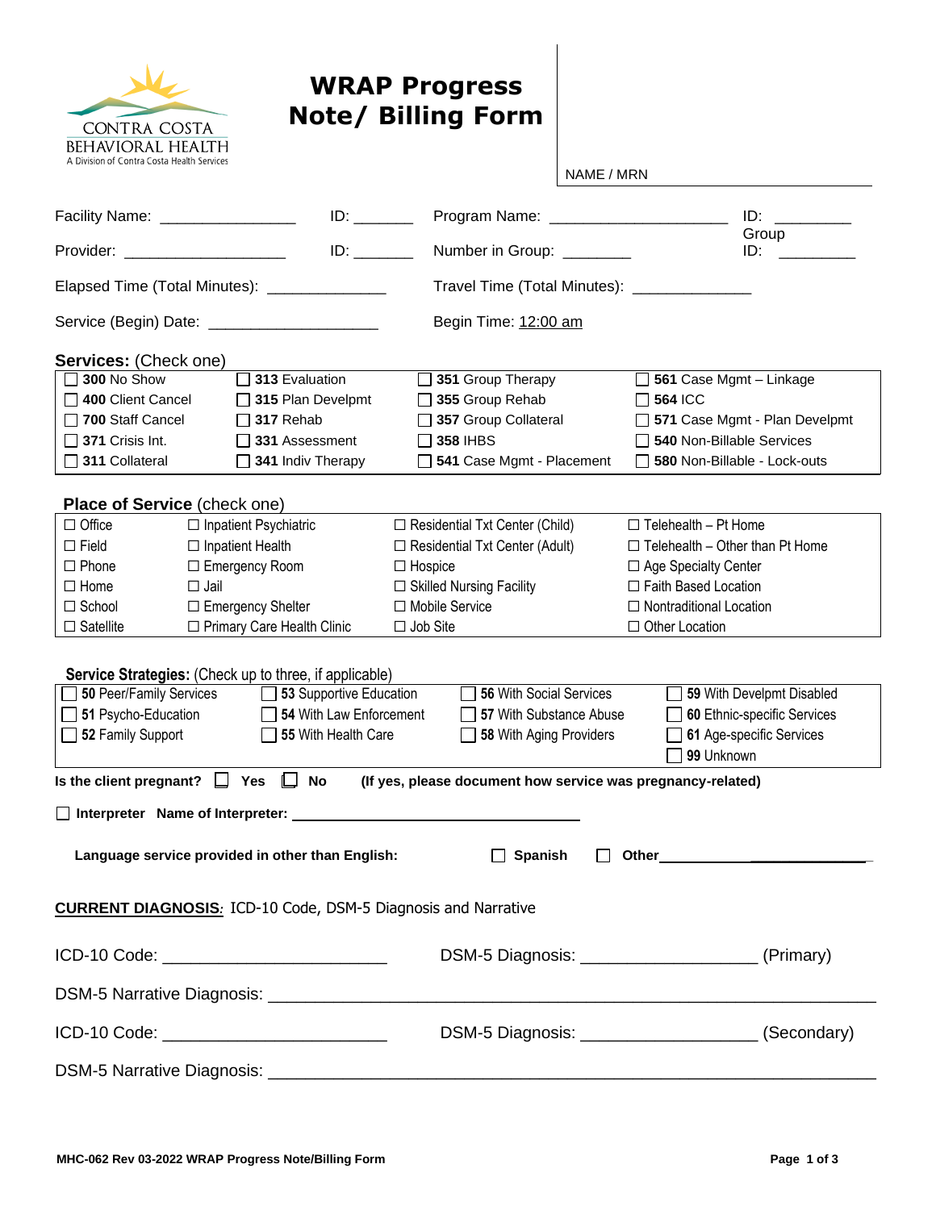CONTRA COSTA BEHAVIORAL HEALTH
A Division of Contra Costa Health Services

# WRAP Progress Note/ Billing Form

NAME / MRN

Facility Name: _______________ ID: _______ Program Name: ____________________ ID: _________

Provider: __________________ ID: _______ Number in Group: ________ Group ID: _________

Elapsed Time (Total Minutes): _____________ Travel Time (Total Minutes): _____________

Service (Begin) Date: ___________________ Begin Time: 12:00 am

**Services:** (Check one)

| | | | |
|---|---|---|---|
| ☐ **300** No Show | ☐ **313** Evaluation | ☐ **351** Group Therapy | ☐ **561** Case Mgmt – Linkage |
| ☐ **400** Client Cancel | ☐ **315** Plan Develpmt | ☐ **355** Group Rehab | ☐ **564** ICC |
| ☐ **700** Staff Cancel | ☐ **317** Rehab | ☐ **357** Group Collateral | ☐ **571** Case Mgmt - Plan Develpmt |
| ☐ **371** Crisis Int. | ☐ **331** Assessment | ☐ **358** IHBS | ☐ **540** Non-Billable Services |
| ☐ **311** Collateral | ☐ **341** Indiv Therapy | ☐ **541** Case Mgmt - Placement | ☐ **580** Non-Billable - Lock-outs |

**Place of Service** (check one)

| | | | |
|---|---|---|---|
| ☐ Office | ☐ Inpatient Psychiatric | ☐ Residential Txt Center (Child) | ☐ Telehealth – Pt Home |
| ☐ Field | ☐ Inpatient Health | ☐ Residential Txt Center (Adult) | ☐ Telehealth – Other than Pt Home |
| ☐ Phone | ☐ Emergency Room | ☐ Hospice | ☐ Age Specialty Center |
| ☐ Home | ☐ Jail | ☐ Skilled Nursing Facility | ☐ Faith Based Location |
| ☐ School | ☐ Emergency Shelter | ☐ Mobile Service | ☐ Nontraditional Location |
| ☐ Satellite | ☐ Primary Care Health Clinic | ☐ Job Site | ☐ Other Location |

**Service Strategies:** (Check up to three, if applicable)

| | | | |
|---|---|---|---|
| ☐ **50** Peer/Family Services | ☐ **53** Supportive Education | ☐ **56** With Social Services | ☐ **59** With Develpmt Disabled |
| ☐ **51** Psycho-Education | ☐ **54** With Law Enforcement | ☐ **57** With Substance Abuse | ☐ **60** Ethnic-specific Services |
| ☐ **52** Family Support | ☐ **55** With Health Care | ☐ **58** With Aging Providers | ☐ **61** Age-specific Services |
| | | | ☐ **99** Unknown |

**Is the client pregnant?** ☐ **Yes** ☐ **No** **(If yes, please document how service was pregnancy-related)**

☐ **Interpreter Name of Interpreter:** ________________________________

**Language service provided in other than English:** ☐ **Spanish** ☐ **Other**__________________________

**CURRENT DIAGNOSIS***:* ICD-10 Code, DSM-5 Diagnosis and Narrative

ICD-10 Code: _______________________ DSM-5 Diagnosis: ___________________ (Primary)

DSM-5 Narrative Diagnosis: _________________________________________________________________

ICD-10 Code: _______________________ DSM-5 Diagnosis: ___________________ (Secondary)

DSM-5 Narrative Diagnosis: _________________________________________________________________

**MHC-062 Rev 03-2022 WRAP Progress Note/Billing Form**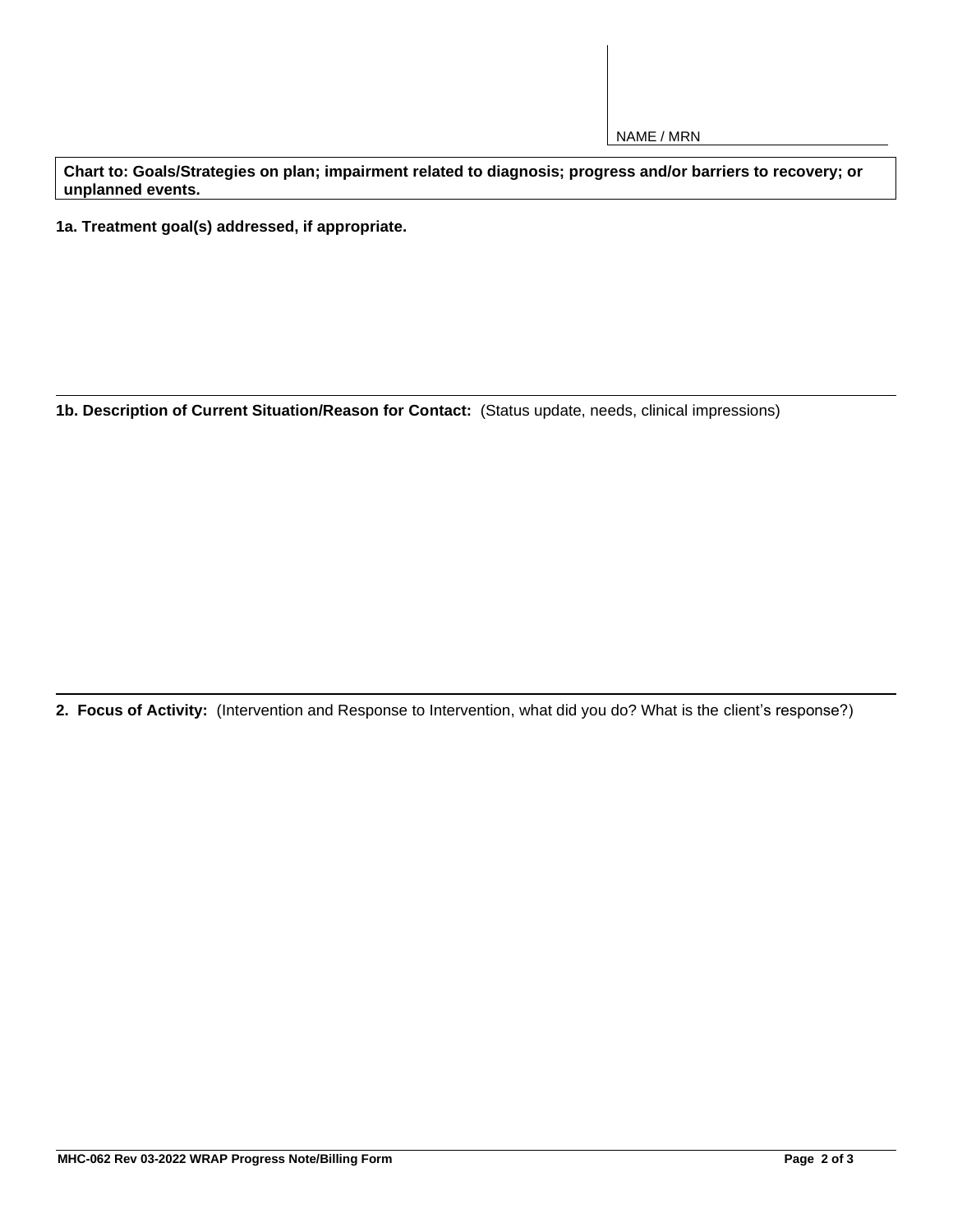NAME / MRN

**Chart to: Goals/Strategies on plan; impairment related to diagnosis; progress and/or barriers to recovery; or unplanned events.**

**1a. Treatment goal(s) addressed, if appropriate.**

---

**1b. Description of Current Situation/Reason for Contact:** (Status update, needs, clinical impressions)

---

**2. Focus of Activity:** (Intervention and Response to Intervention, what did you do? What is the client's response?)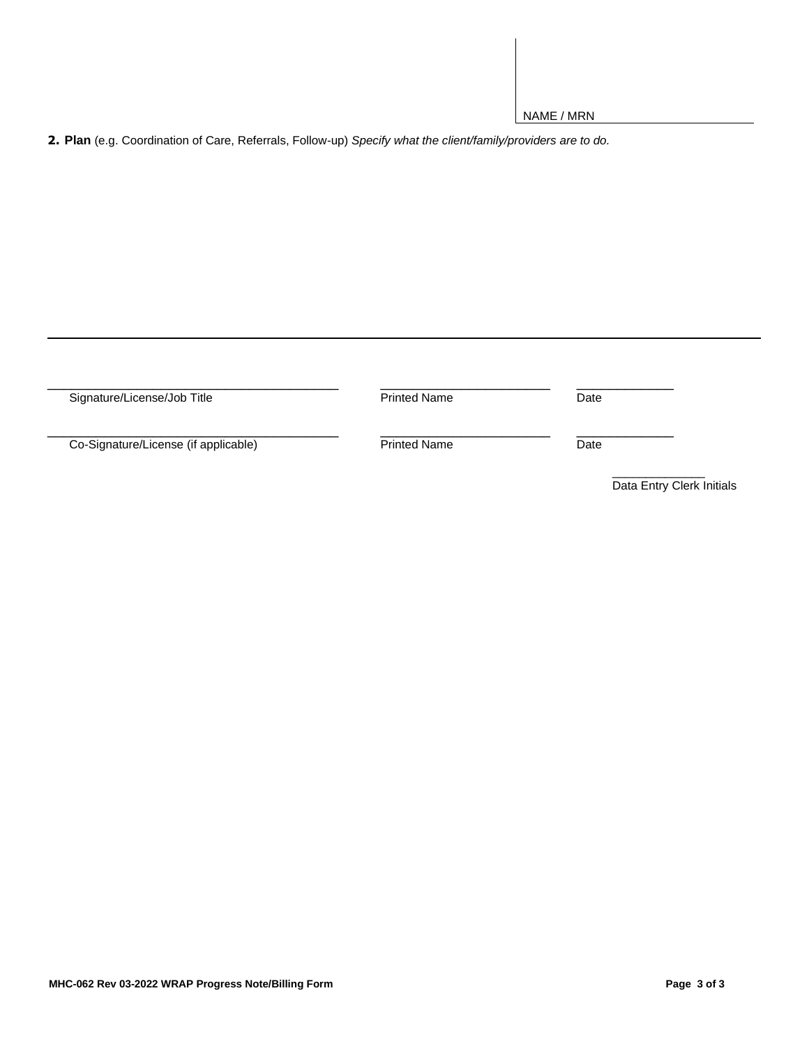NAME / MRN

**2. Plan** (e.g. Coordination of Care, Referrals, Follow-up) *Specify what the client/family/providers are to do.*

---

| | | |
|---|---|---|
| Signature/License/Job Title | Printed Name | Date |
| Co-Signature/License (if applicable) | Printed Name | Date |

Data Entry Clerk Initials

MHC-062 Rev 03-2022 WRAP Progress Note/Billing Form